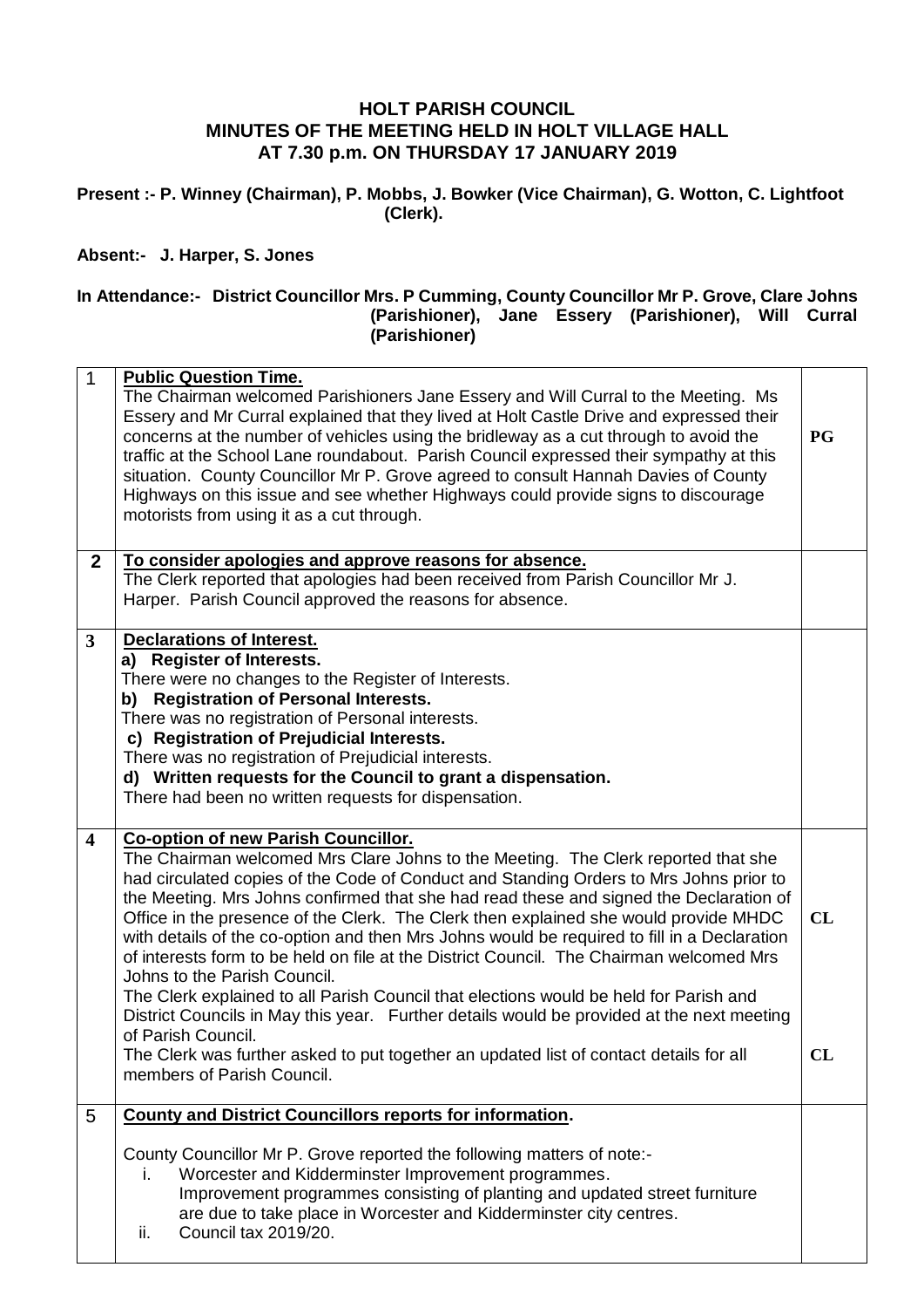# HOLT PARISH COUNCIL
## MINUTES OF THE MEETING HELD IN HOLT VILLAGE HALL
## AT 7.30 p.m. ON THURSDAY 17 JANUARY 2019

**Present :- P. Winney (Chairman), P. Mobbs, J. Bowker (Vice Chairman), G. Wotton, C. Lightfoot (Clerk).**

**Absent:- J. Harper, S. Jones**

**In Attendance:- District Councillor Mrs. P Cumming, County Councillor Mr P. Grove, Clare Johns (Parishioner), Jane Essery (Parishioner), Will Curral (Parishioner)**

| | | |
|---|---|---|
| 1 | **Public Question Time.**<br>The Chairman welcomed Parishioners Jane Essery and Will Curral to the Meeting. Ms Essery and Mr Curral explained that they lived at Holt Castle Drive and expressed their concerns at the number of vehicles using the bridleway as a cut through to avoid the traffic at the School Lane roundabout. Parish Council expressed their sympathy at this situation. County Councillor Mr P. Grove agreed to consult Hannah Davies of County Highways on this issue and see whether Highways could provide signs to discourage motorists from using it as a cut through. | **PG** |
| **2** | **To consider apologies and approve reasons for absence.**<br>The Clerk reported that apologies had been received from Parish Councillor Mr J. Harper. Parish Council approved the reasons for absence. | |
| **3** | **Declarations of Interest.**<br>**a) Register of Interests.**<br>There were no changes to the Register of Interests.<br>**b) Registration of Personal Interests.**<br>There was no registration of Personal interests.<br>**c) Registration of Prejudicial Interests.**<br>There was no registration of Prejudicial interests.<br>**d) Written requests for the Council to grant a dispensation.**<br>There had been no written requests for dispensation. | |
| **4** | **Co-option of new Parish Councillor.**<br>The Chairman welcomed Mrs Clare Johns to the Meeting. The Clerk reported that she had circulated copies of the Code of Conduct and Standing Orders to Mrs Johns prior to the Meeting. Mrs Johns confirmed that she had read these and signed the Declaration of Office in the presence of the Clerk. The Clerk then explained she would provide MHDC with details of the co-option and then Mrs Johns would be required to fill in a Declaration of interests form to be held on file at the District Council. The Chairman welcomed Mrs Johns to the Parish Council.<br>The Clerk explained to all Parish Council that elections would be held for Parish and District Councils in May this year. Further details would be provided at the next meeting of Parish Council.<br>The Clerk was further asked to put together an updated list of contact details for all members of Parish Council. | **CL**<br><br>**CL** |
| 5 | **County and District Councillors reports for information.**<br><br>County Councillor Mr P. Grove reported the following matters of note:-<br>i. Worcester and Kidderminster Improvement programmes.<br>Improvement programmes consisting of planting and updated street furniture are due to take place in Worcester and Kidderminster city centres.<br>ii. Council tax 2019/20. | |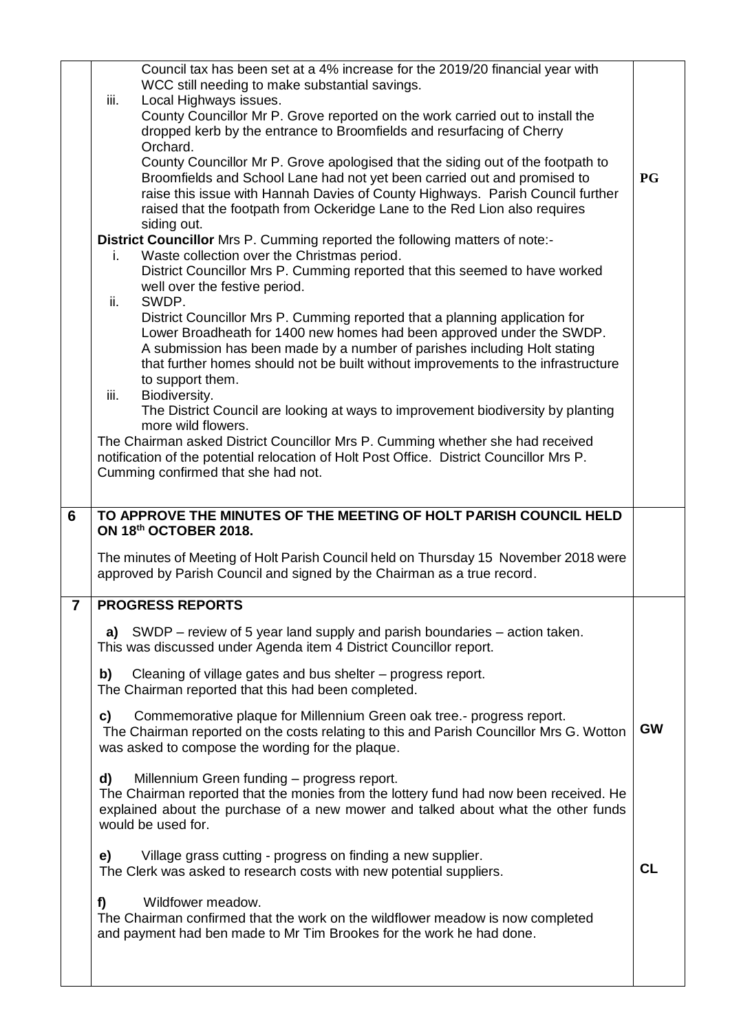| | | |
|---|---|---|
| | Council tax has been set at a 4% increase for the 2019/20 financial year with WCC still needing to make substantial savings.<br>iii. Local Highways issues.<br>County Councillor Mr P. Grove reported on the work carried out to install the dropped kerb by the entrance to Broomfields and resurfacing of Cherry Orchard.<br>County Councillor Mr P. Grove apologised that the siding out of the footpath to Broomfields and School Lane had not yet been carried out and promised to raise this issue with Hannah Davies of County Highways. Parish Council further raised that the footpath from Ockeridge Lane to the Red Lion also requires siding out.<br>**District Councillor** Mrs P. Cumming reported the following matters of note:-<br>i. Waste collection over the Christmas period.<br>District Councillor Mrs P. Cumming reported that this seemed to have worked well over the festive period.<br>ii. SWDP.<br>District Councillor Mrs P. Cumming reported that a planning application for Lower Broadheath for 1400 new homes had been approved under the SWDP. A submission has been made by a number of parishes including Holt stating that further homes should not be built without improvements to the infrastructure to support them.<br>iii. Biodiversity.<br>The District Council are looking at ways to improvement biodiversity by planting more wild flowers.<br>The Chairman asked District Councillor Mrs P. Cumming whether she had received notification of the potential relocation of Holt Post Office. District Councillor Mrs P. Cumming confirmed that she had not. | **PG** |
| **6** | **TO APPROVE THE MINUTES OF THE MEETING OF HOLT PARISH COUNCIL HELD ON 18th OCTOBER 2018.**<br><br>The minutes of Meeting of Holt Parish Council held on Thursday 15 November 2018 were approved by Parish Council and signed by the Chairman as a true record. | |
| **7** | **PROGRESS REPORTS**<br><br>**a)** SWDP – review of 5 year land supply and parish boundaries – action taken.<br>This was discussed under Agenda item 4 District Councillor report.<br><br>**b)** Cleaning of village gates and bus shelter – progress report.<br>The Chairman reported that this had been completed.<br><br>**c)** Commemorative plaque for Millennium Green oak tree.- progress report.<br>The Chairman reported on the costs relating to this and Parish Councillor Mrs G. Wotton was asked to compose the wording for the plaque.<br><br>**d)** Millennium Green funding – progress report.<br>The Chairman reported that the monies from the lottery fund had now been received. He explained about the purchase of a new mower and talked about what the other funds would be used for.<br><br>**e)** Village grass cutting - progress on finding a new supplier.<br>The Clerk was asked to research costs with new potential suppliers.<br><br>**f)** Wildfower meadow.<br>The Chairman confirmed that the work on the wildflower meadow is now completed and payment had ben made to Mr Tim Brookes for the work he had done. | **GW**<br><br>**CL** |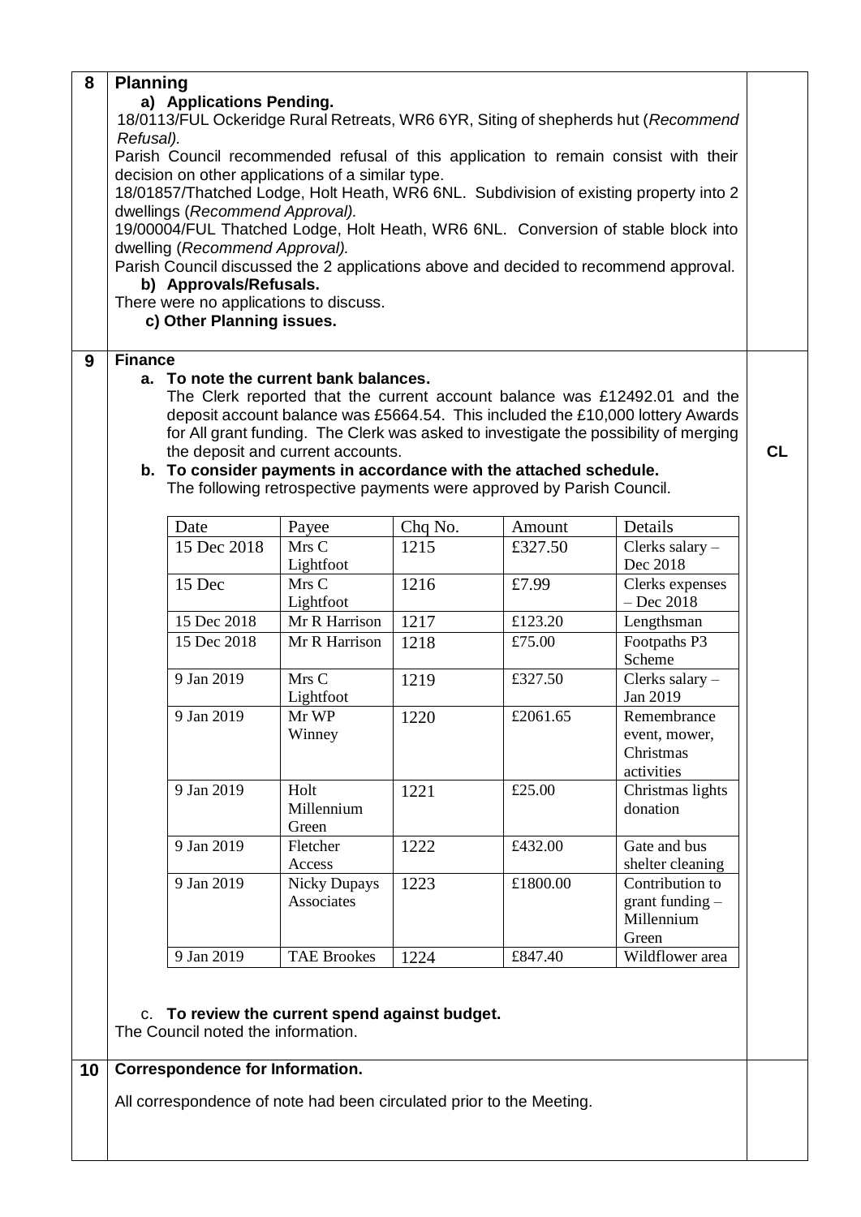## 8 Planning

**a) Applications Pending.**

18/0113/FUL Ockeridge Rural Retreats, WR6 6YR, Siting of shepherds hut (*Recommend Refusal).*

Parish Council recommended refusal of this application to remain consist with their decision on other applications of a similar type.

18/01857/Thatched Lodge, Holt Heath, WR6 6NL. Subdivision of existing property into 2 dwellings (*Recommend Approval).*

19/00004/FUL Thatched Lodge, Holt Heath, WR6 6NL. Conversion of stable block into dwelling (*Recommend Approval).*

Parish Council discussed the 2 applications above and decided to recommend approval.

**b) Approvals/Refusals.**

There were no applications to discuss.

**c) Other Planning issues.**

## 9 Finance

**a. To note the current bank balances.**

The Clerk reported that the current account balance was £12492.01 and the deposit account balance was £5664.54. This included the £10,000 lottery Awards for All grant funding. The Clerk was asked to investigate the possibility of merging the deposit and current accounts. **CL**

**b. To consider payments in accordance with the attached schedule.**

The following retrospective payments were approved by Parish Council.

| Date | Payee | Chq No. | Amount | Details |
|---|---|---|---|---|
| 15 Dec 2018 | Mrs C Lightfoot | 1215 | £327.50 | Clerks salary – Dec 2018 |
| 15 Dec | Mrs C Lightfoot | 1216 | £7.99 | Clerks expenses – Dec 2018 |
| 15 Dec 2018 | Mr R Harrison | 1217 | £123.20 | Lengthsman |
| 15 Dec 2018 | Mr R Harrison | 1218 | £75.00 | Footpaths P3 Scheme |
| 9 Jan 2019 | Mrs C Lightfoot | 1219 | £327.50 | Clerks salary – Jan 2019 |
| 9 Jan 2019 | Mr WP Winney | 1220 | £2061.65 | Remembrance event, mower, Christmas activities |
| 9 Jan 2019 | Holt Millennium Green | 1221 | £25.00 | Christmas lights donation |
| 9 Jan 2019 | Fletcher Access | 1222 | £432.00 | Gate and bus shelter cleaning |
| 9 Jan 2019 | Nicky Dupays Associates | 1223 | £1800.00 | Contribution to grant funding – Millennium Green |
| 9 Jan 2019 | TAE Brookes | 1224 | £847.40 | Wildflower area |

c. **To review the current spend against budget.**

The Council noted the information.

## 10 Correspondence for Information.

All correspondence of note had been circulated prior to the Meeting.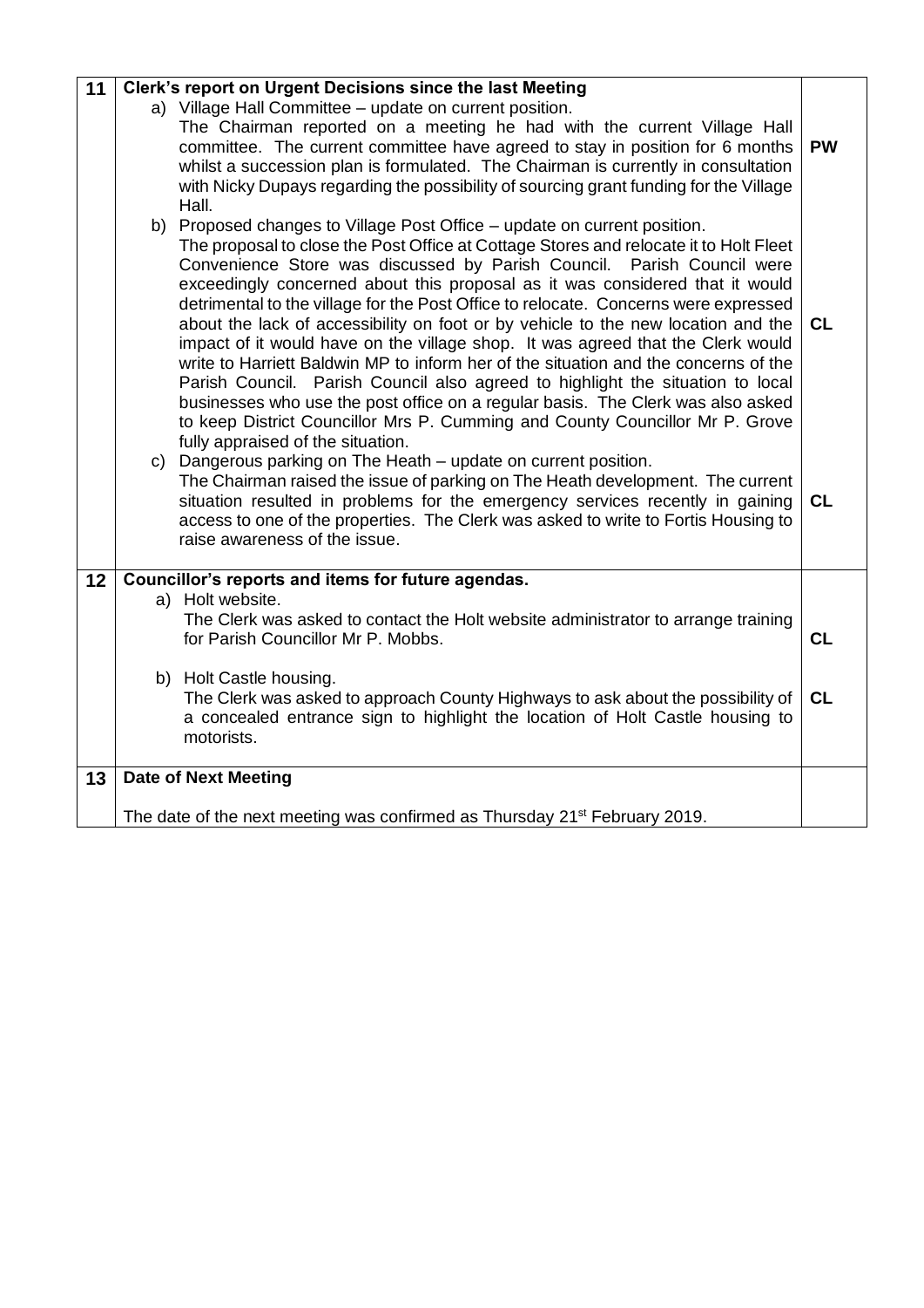| | | |
|---|---|---|
| **11** | **Clerk's report on Urgent Decisions since the last Meeting**<br>a) Village Hall Committee – update on current position.<br>The Chairman reported on a meeting he had with the current Village Hall committee. The current committee have agreed to stay in position for 6 months whilst a succession plan is formulated. The Chairman is currently in consultation with Nicky Dupays regarding the possibility of sourcing grant funding for the Village Hall.<br>b) Proposed changes to Village Post Office – update on current position.<br>The proposal to close the Post Office at Cottage Stores and relocate it to Holt Fleet Convenience Store was discussed by Parish Council. Parish Council were exceedingly concerned about this proposal as it was considered that it would detrimental to the village for the Post Office to relocate. Concerns were expressed about the lack of accessibility on foot or by vehicle to the new location and the impact of it would have on the village shop. It was agreed that the Clerk would write to Harriett Baldwin MP to inform her of the situation and the concerns of the Parish Council. Parish Council also agreed to highlight the situation to local businesses who use the post office on a regular basis. The Clerk was also asked to keep District Councillor Mrs P. Cumming and County Councillor Mr P. Grove fully appraised of the situation.<br>c) Dangerous parking on The Heath – update on current position.<br>The Chairman raised the issue of parking on The Heath development. The current situation resulted in problems for the emergency services recently in gaining access to one of the properties. The Clerk was asked to write to Fortis Housing to raise awareness of the issue. | **PW**<br><br>**CL**<br><br>**CL** |
| **12** | **Councillor's reports and items for future agendas.**<br>a) Holt website.<br>The Clerk was asked to contact the Holt website administrator to arrange training for Parish Councillor Mr P. Mobbs.<br>b) Holt Castle housing.<br>The Clerk was asked to approach County Highways to ask about the possibility of a concealed entrance sign to highlight the location of Holt Castle housing to motorists. | **CL**<br><br>**CL** |
| **13** | **Date of Next Meeting**<br>The date of the next meeting was confirmed as Thursday 21st February 2019. | |